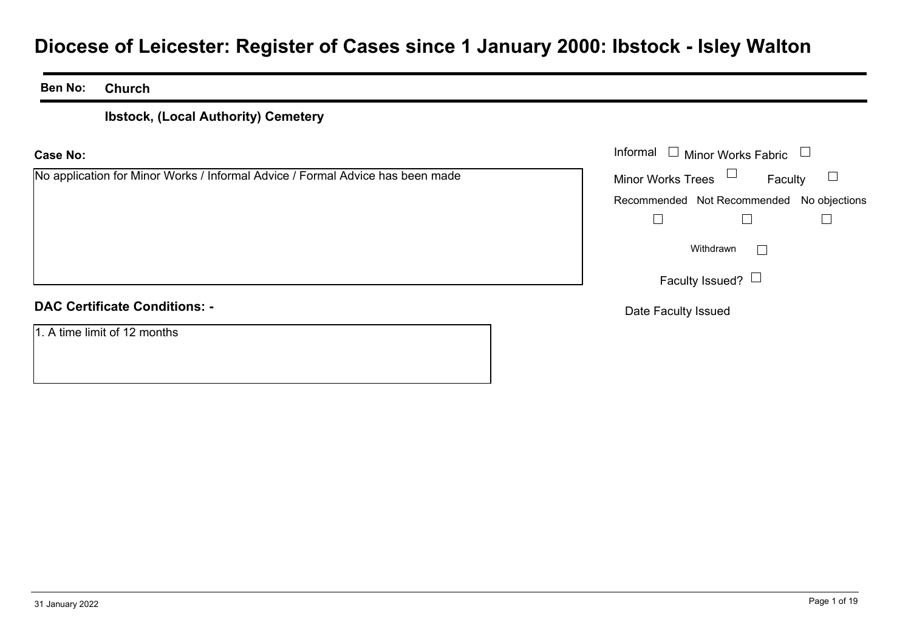# Diocese of Leicester: Register of Cases since 1 January 2000: Ibstock - Isley Walton

**Ben No:** **Church**

**Ibstock, (Local Authority) Cemetery**

**Case No:**

No application for Minor Works / Informal Advice / Formal Advice has been made

Informal ☐ Minor Works Fabric ☐

Minor Works Trees ☐ Faculty ☐

Recommended ☐ Not Recommended ☐ No objections ☐

Withdrawn ☐

Faculty Issued? ☐

Date Faculty Issued

**DAC Certificate Conditions: -**

1. A time limit of 12 months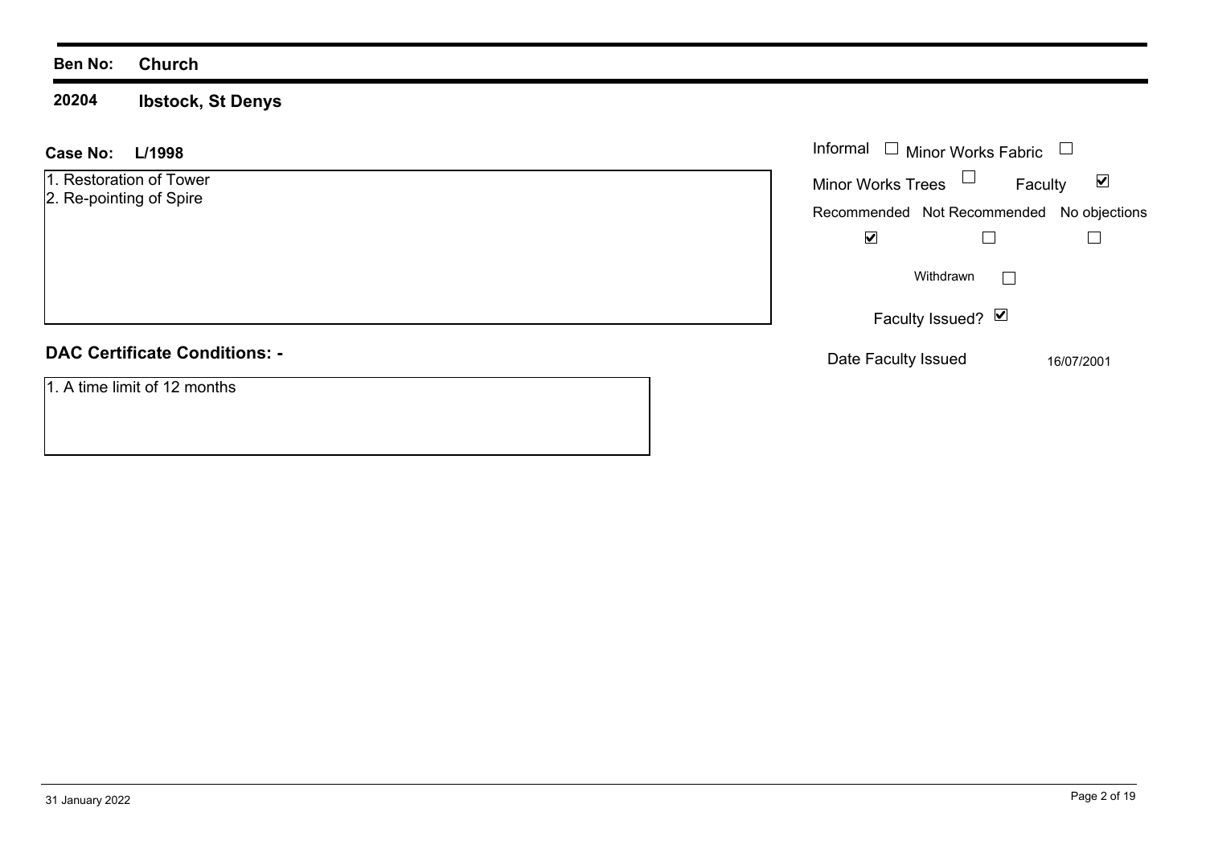**Ben No:** **Church**

**20204** **Ibstock, St Denys**

**Case No:** **L/1998**

1. Restoration of Tower
2. Re-pointing of Spire

Informal ☐ Minor Works Fabric ☐

Minor Works Trees ☐ Faculty ☑

| Recommended | Not Recommended | No objections |
|---|---|---|
| ☑ | ☐ | ☐ |

Withdrawn ☐

Faculty Issued? ☑

Date Faculty Issued 16/07/2001

## DAC Certificate Conditions: -

1. A time limit of 12 months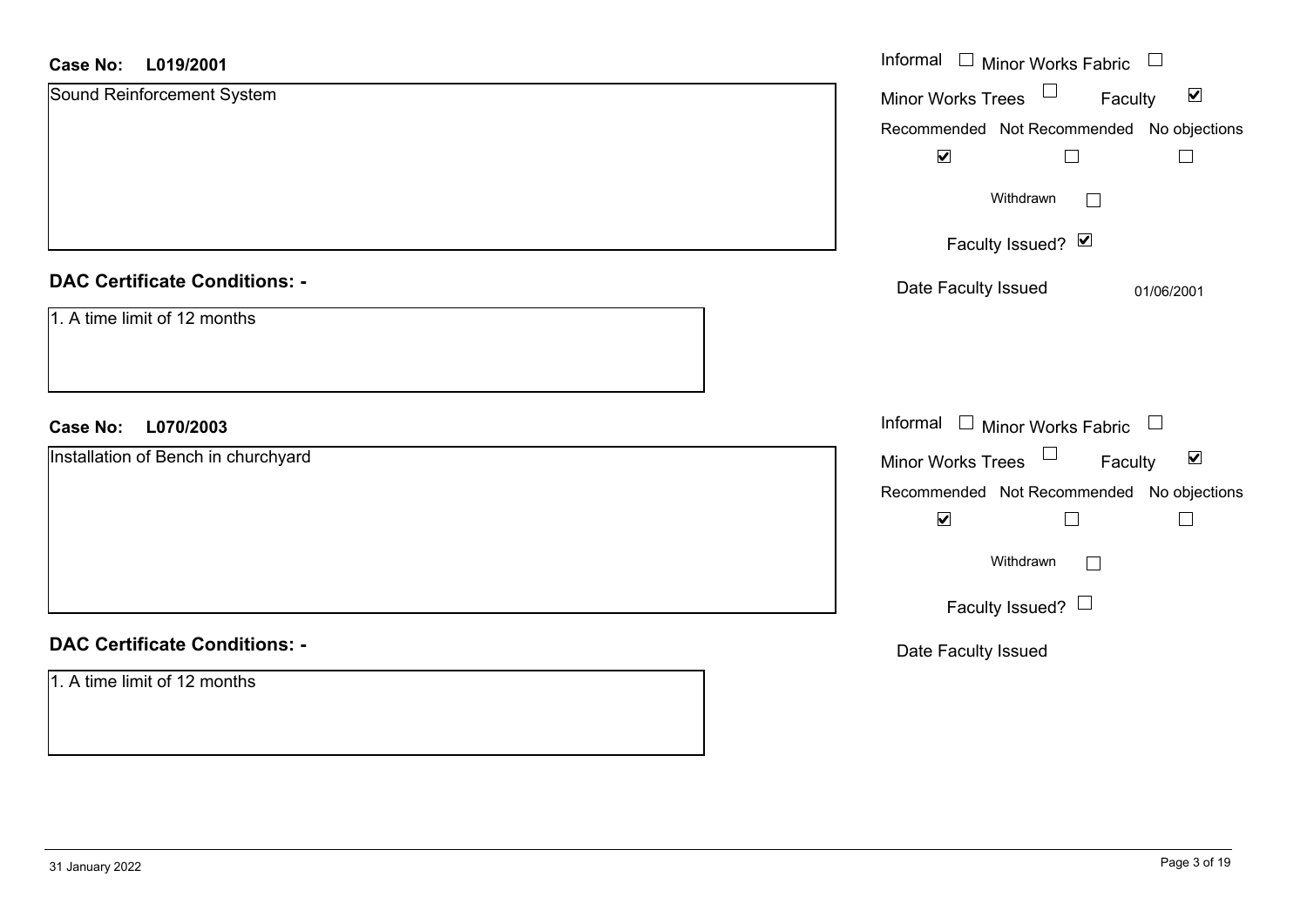**Case No:** **L019/2001**

Sound Reinforcement System

Informal ☐ Minor Works Fabric ☐

Minor Works Trees ☐ Faculty ☑

| Recommended | Not Recommended | No objections |
|---|---|---|
| ☑ | ☐ | ☐ |

Withdrawn ☐

Faculty Issued? ☑

Date Faculty Issued 01/06/2001

**DAC Certificate Conditions: -**

1. A time limit of 12 months

**Case No:** **L070/2003**

Installation of Bench in churchyard

Informal ☐ Minor Works Fabric ☐

Minor Works Trees ☐ Faculty ☑

| Recommended | Not Recommended | No objections |
|---|---|---|
| ☑ | ☐ | ☐ |

Withdrawn ☐

Faculty Issued? ☐

Date Faculty Issued

**DAC Certificate Conditions: -**

1. A time limit of 12 months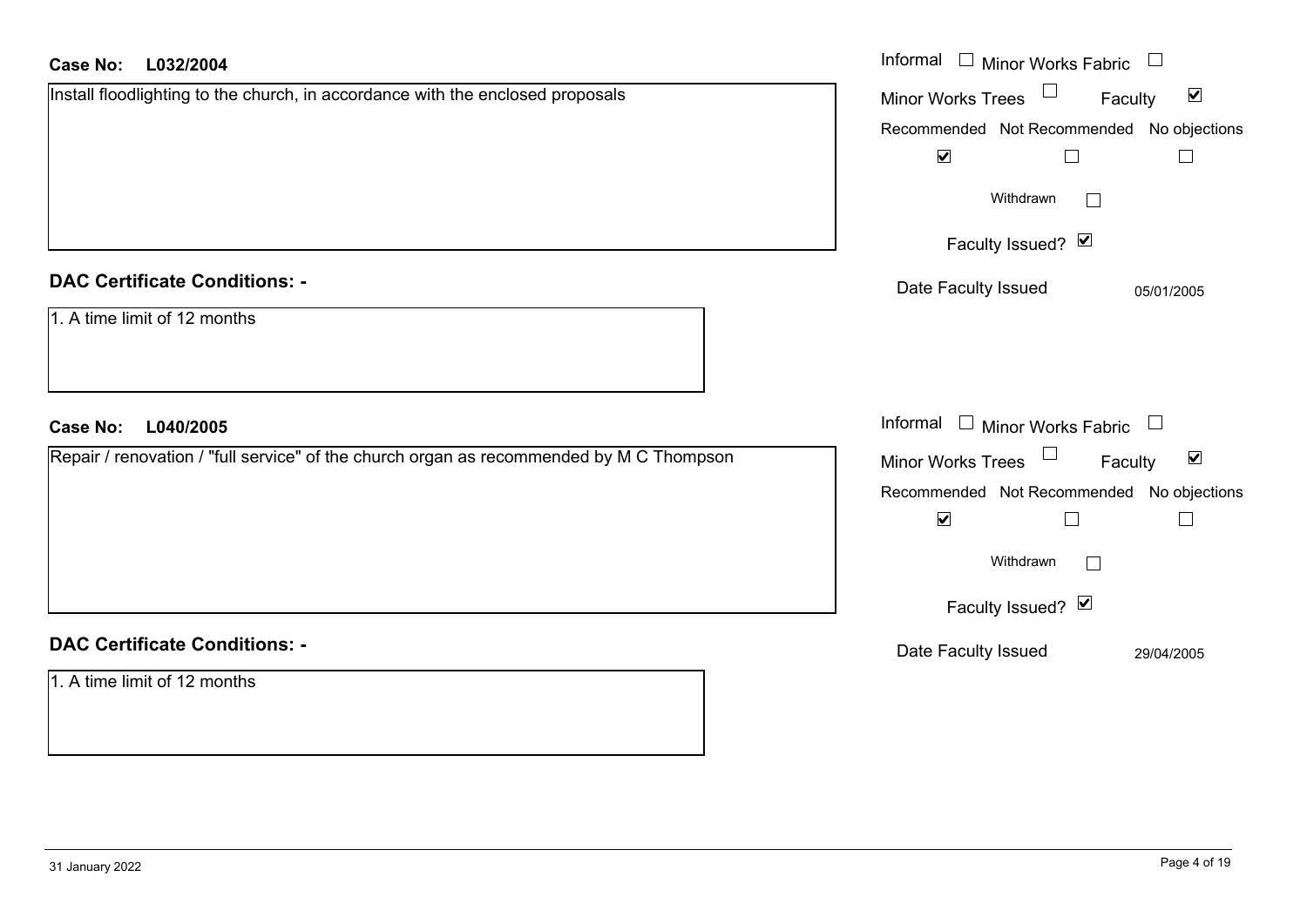**Case No: L032/2004**

Install floodlighting to the church, in accordance with the enclosed proposals

- Informal ☐
- Minor Works Fabric ☐
- Minor Works Trees ☐
- Faculty ☑

| Recommended | Not Recommended | No objections |
|---|---|---|
| ☑ | ☐ | ☐ |

Withdrawn ☐

Faculty Issued? ☑

Date Faculty Issued: 05/01/2005

**DAC Certificate Conditions: -**

1. A time limit of 12 months

**Case No: L040/2005**

Repair / renovation / "full service" of the church organ as recommended by M C Thompson

- Informal ☐
- Minor Works Fabric ☐
- Minor Works Trees ☐
- Faculty ☑

| Recommended | Not Recommended | No objections |
|---|---|---|
| ☑ | ☐ | ☐ |

Withdrawn ☐

Faculty Issued? ☑

Date Faculty Issued: 29/04/2005

**DAC Certificate Conditions: -**

1. A time limit of 12 months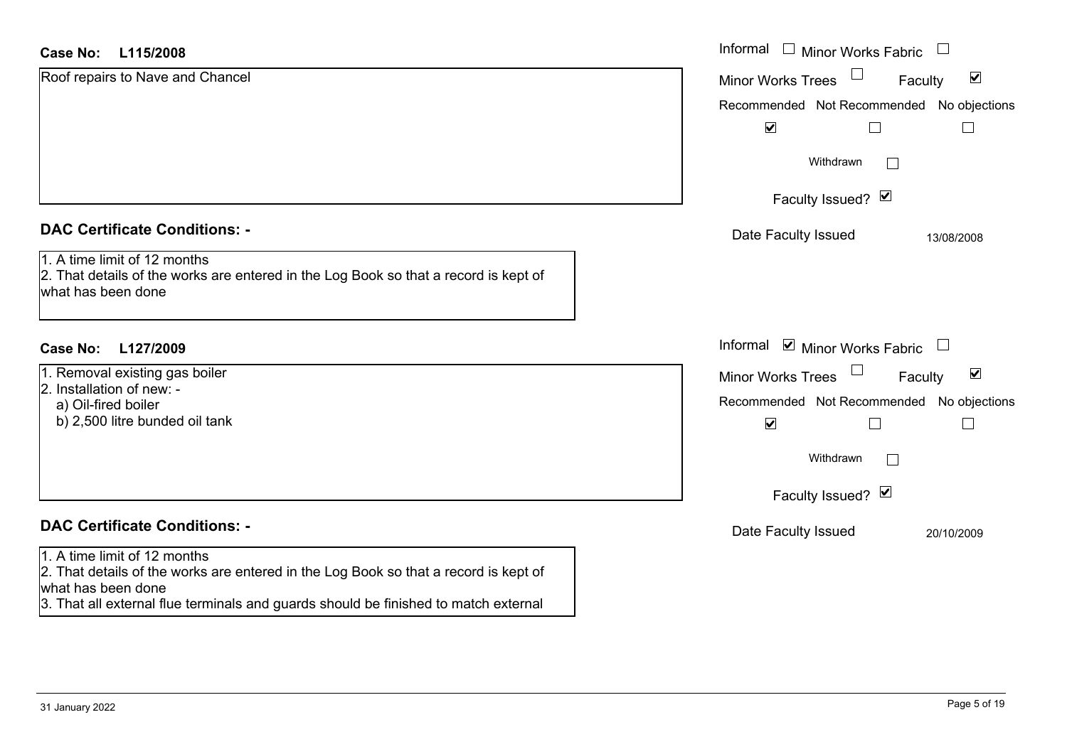**Case No: L115/2008**

Roof repairs to Nave and Chancel

Informal ☐ Minor Works Fabric ☐
Minor Works Trees ☐ Faculty ☑

| Recommended | Not Recommended | No objections |
| --- | --- | --- |
| ☑ | ☐ | ☐ |

Withdrawn ☐

Faculty Issued? ☑

Date Faculty Issued 13/08/2008

**DAC Certificate Conditions: -**

1. A time limit of 12 months
2. That details of the works are entered in the Log Book so that a record is kept of what has been done

**Case No: L127/2009**

1. Removal existing gas boiler
2. Installation of new: -
   a) Oil-fired boiler
   b) 2,500 litre bunded oil tank

Informal ☑ Minor Works Fabric ☐
Minor Works Trees ☐ Faculty ☑

| Recommended | Not Recommended | No objections |
| --- | --- | --- |
| ☑ | ☐ | ☐ |

Withdrawn ☐

Faculty Issued? ☑

Date Faculty Issued 20/10/2009

**DAC Certificate Conditions: -**

1. A time limit of 12 months
2. That details of the works are entered in the Log Book so that a record is kept of what has been done
3. That all external flue terminals and guards should be finished to match external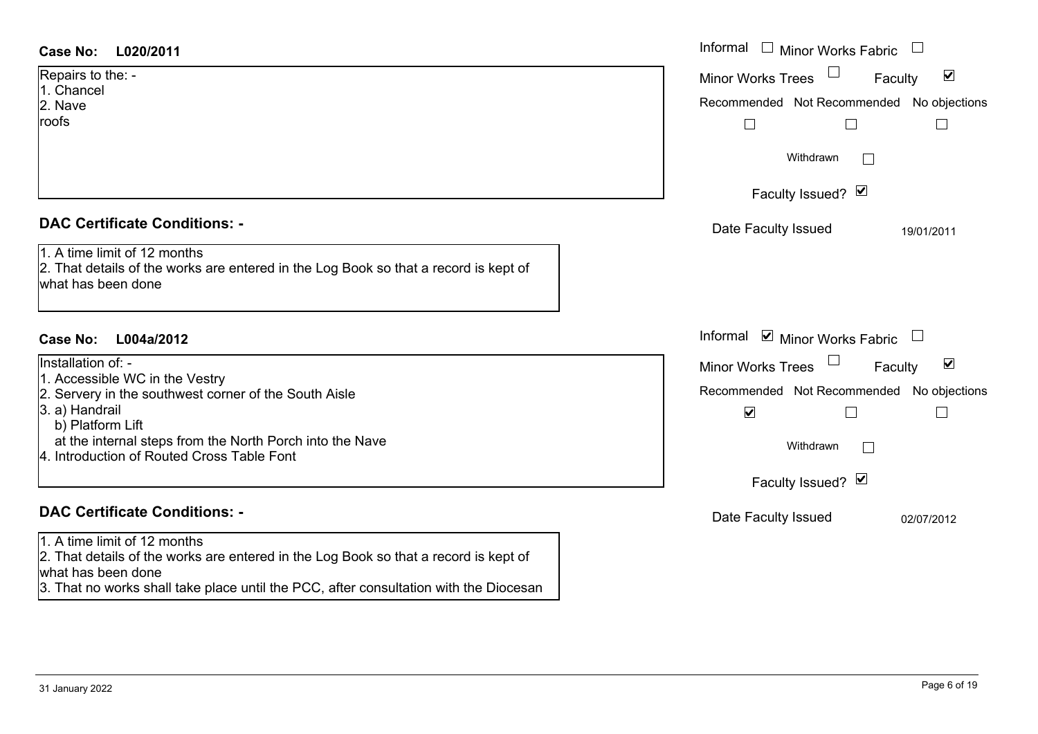**Case No: L020/2011**

Repairs to the: -
1. Chancel
2. Nave
roofs

Informal ☐ Minor Works Fabric ☐
Minor Works Trees ☐ Faculty ☑

| Recommended | Not Recommended | No objections |
|---|---|---|
| ☐ | ☐ | ☐ |

Withdrawn ☐

Faculty Issued? ☑

Date Faculty Issued 19/01/2011

## DAC Certificate Conditions: -

1. A time limit of 12 months
2. That details of the works are entered in the Log Book so that a record is kept of what has been done

**Case No: L004a/2012**

Installation of: -
1. Accessible WC in the Vestry
2. Servery in the southwest corner of the South Aisle
3. a) Handrail
   b) Platform Lift
   at the internal steps from the North Porch into the Nave
4. Introduction of Routed Cross Table Font

Informal ☑ Minor Works Fabric ☐
Minor Works Trees ☐ Faculty ☑

| Recommended | Not Recommended | No objections |
|---|---|---|
| ☑ | ☐ | ☐ |

Withdrawn ☐

Faculty Issued? ☑

Date Faculty Issued 02/07/2012

## DAC Certificate Conditions: -

1. A time limit of 12 months
2. That details of the works are entered in the Log Book so that a record is kept of what has been done
3. That no works shall take place until the PCC, after consultation with the Diocesan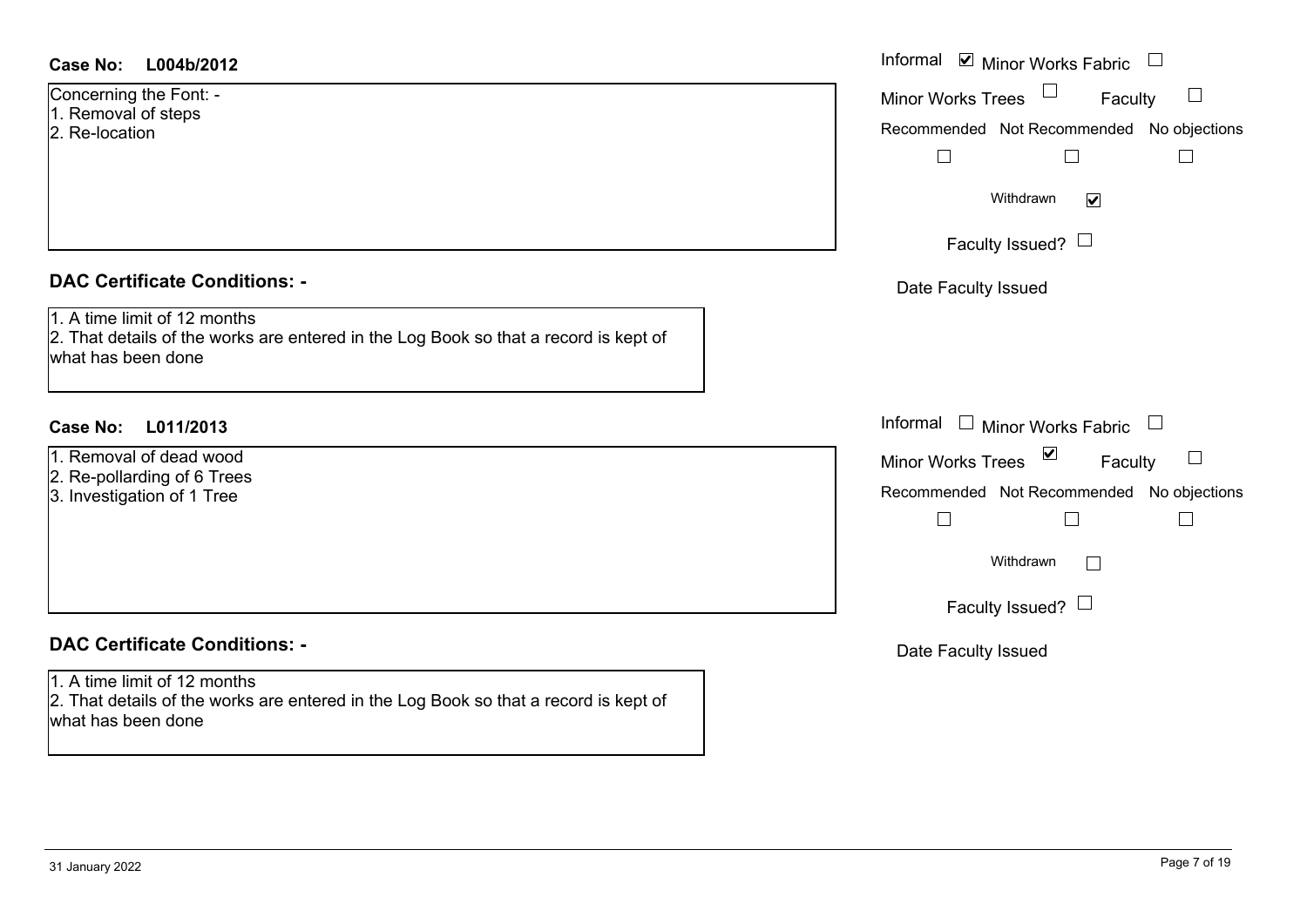**Case No: L004b/2012**

Concerning the Font: -
1. Removal of steps
2. Re-location

Informal ☑ Minor Works Fabric ☐

Minor Works Trees ☐ Faculty ☐

Recommended ☐ Not Recommended ☐ No objections ☐

Withdrawn ☑

Faculty Issued? ☐

Date Faculty Issued

### DAC Certificate Conditions: -

1. A time limit of 12 months
2. That details of the works are entered in the Log Book so that a record is kept of what has been done

**Case No: L011/2013**

1. Removal of dead wood
2. Re-pollarding of 6 Trees
3. Investigation of 1 Tree

Informal ☐ Minor Works Fabric ☐

Minor Works Trees ☑ Faculty ☐

Recommended ☐ Not Recommended ☐ No objections ☐

Withdrawn ☐

Faculty Issued? ☐

Date Faculty Issued

### DAC Certificate Conditions: -

1. A time limit of 12 months
2. That details of the works are entered in the Log Book so that a record is kept of what has been done

31 January 2022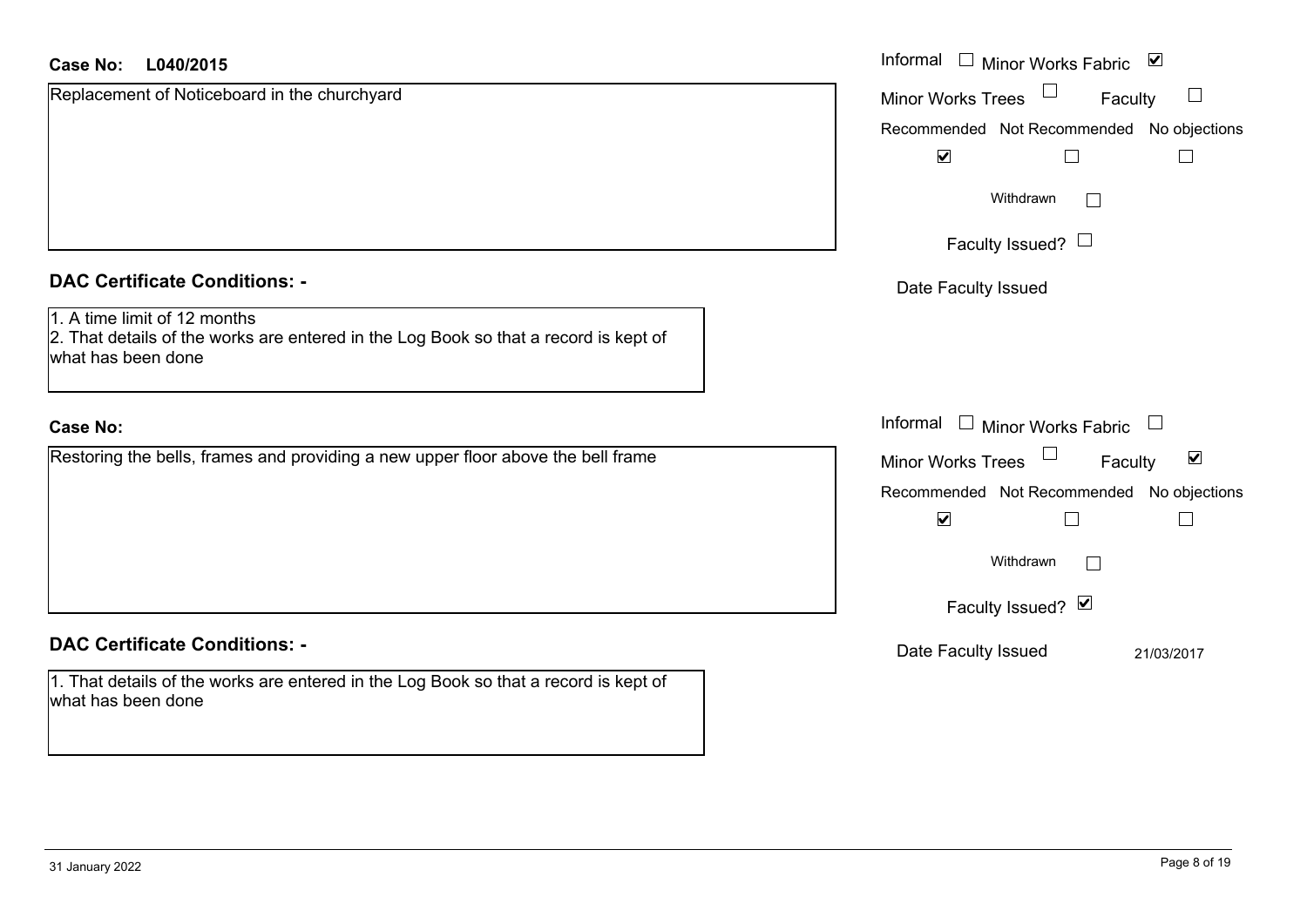**Case No: L040/2015**

Replacement of Noticeboard in the churchyard

Informal ☐ Minor Works Fabric ☑

Minor Works Trees ☐ Faculty ☐

| Recommended | Not Recommended | No objections |
|---|---|---|
| ☑ | ☐ | ☐ |

Withdrawn ☐

Faculty Issued? ☐

Date Faculty Issued

**DAC Certificate Conditions: -**

1. A time limit of 12 months
2. That details of the works are entered in the Log Book so that a record is kept of what has been done

**Case No:**

Restoring the bells, frames and providing a new upper floor above the bell frame

Informal ☐ Minor Works Fabric ☐

Minor Works Trees ☐ Faculty ☑

| Recommended | Not Recommended | No objections |
|---|---|---|
| ☑ | ☐ | ☐ |

Withdrawn ☐

Faculty Issued? ☑

Date Faculty Issued 21/03/2017

**DAC Certificate Conditions: -**

1. That details of the works are entered in the Log Book so that a record is kept of what has been done

31 January 2022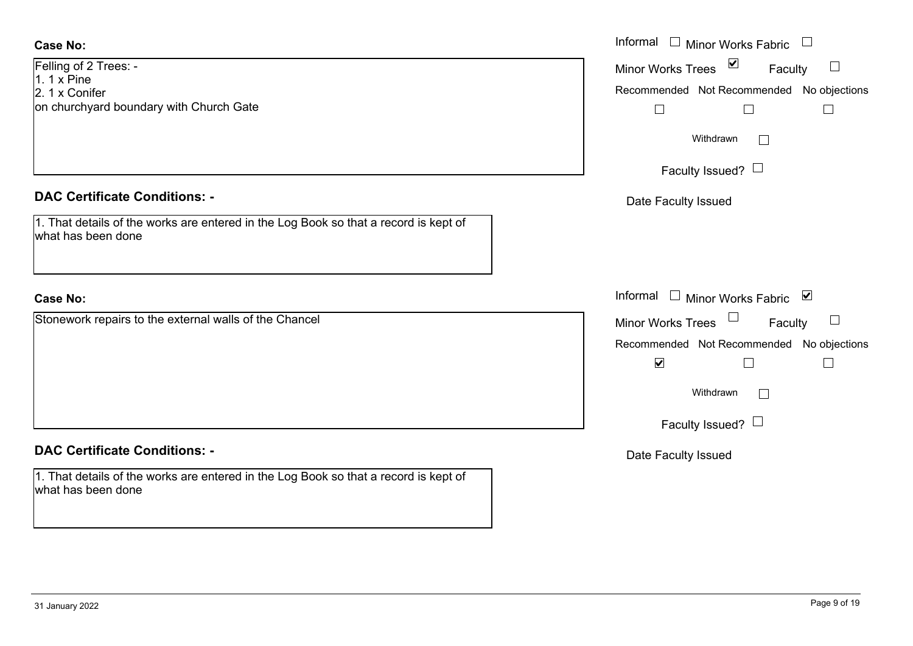**Case No:**

Felling of 2 Trees: -
1. 1 x Pine
2. 1 x Conifer
on churchyard boundary with Church Gate

Informal ☐ Minor Works Fabric ☐
Minor Works Trees ☑ Faculty ☐

| Recommended | Not Recommended | No objections |
| --- | --- | --- |
| ☐ | ☐ | ☐ |

Withdrawn ☐

Faculty Issued? ☐

Date Faculty Issued

**DAC Certificate Conditions: -**

1. That details of the works are entered in the Log Book so that a record is kept of what has been done

**Case No:**

Stonework repairs to the external walls of the Chancel

Informal ☐ Minor Works Fabric ☑
Minor Works Trees ☐ Faculty ☐

| Recommended | Not Recommended | No objections |
| --- | --- | --- |
| ☑ | ☐ | ☐ |

Withdrawn ☐

Faculty Issued? ☐

Date Faculty Issued

**DAC Certificate Conditions: -**

1. That details of the works are entered in the Log Book so that a record is kept of what has been done

31 January 2022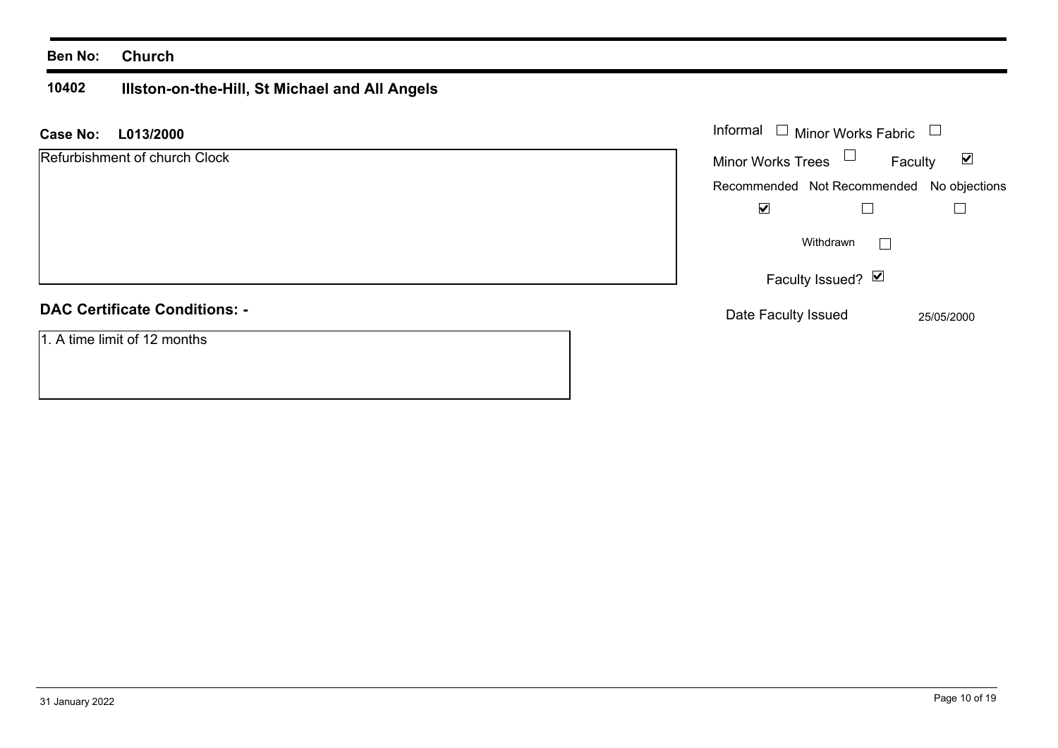**Ben No:** **Church**

## 10402 Illston-on-the-Hill, St Michael and All Angels

**Case No:** **L013/2000**

Refurbishment of church Clock

Informal ☐ Minor Works Fabric ☐

Minor Works Trees ☐ Faculty ☑

| Recommended | Not Recommended | No objections |
| --- | --- | --- |
| ☑ | ☐ | ☐ |

Withdrawn ☐

Faculty Issued? ☑

Date Faculty Issued 25/05/2000

### DAC Certificate Conditions: -

1. A time limit of 12 months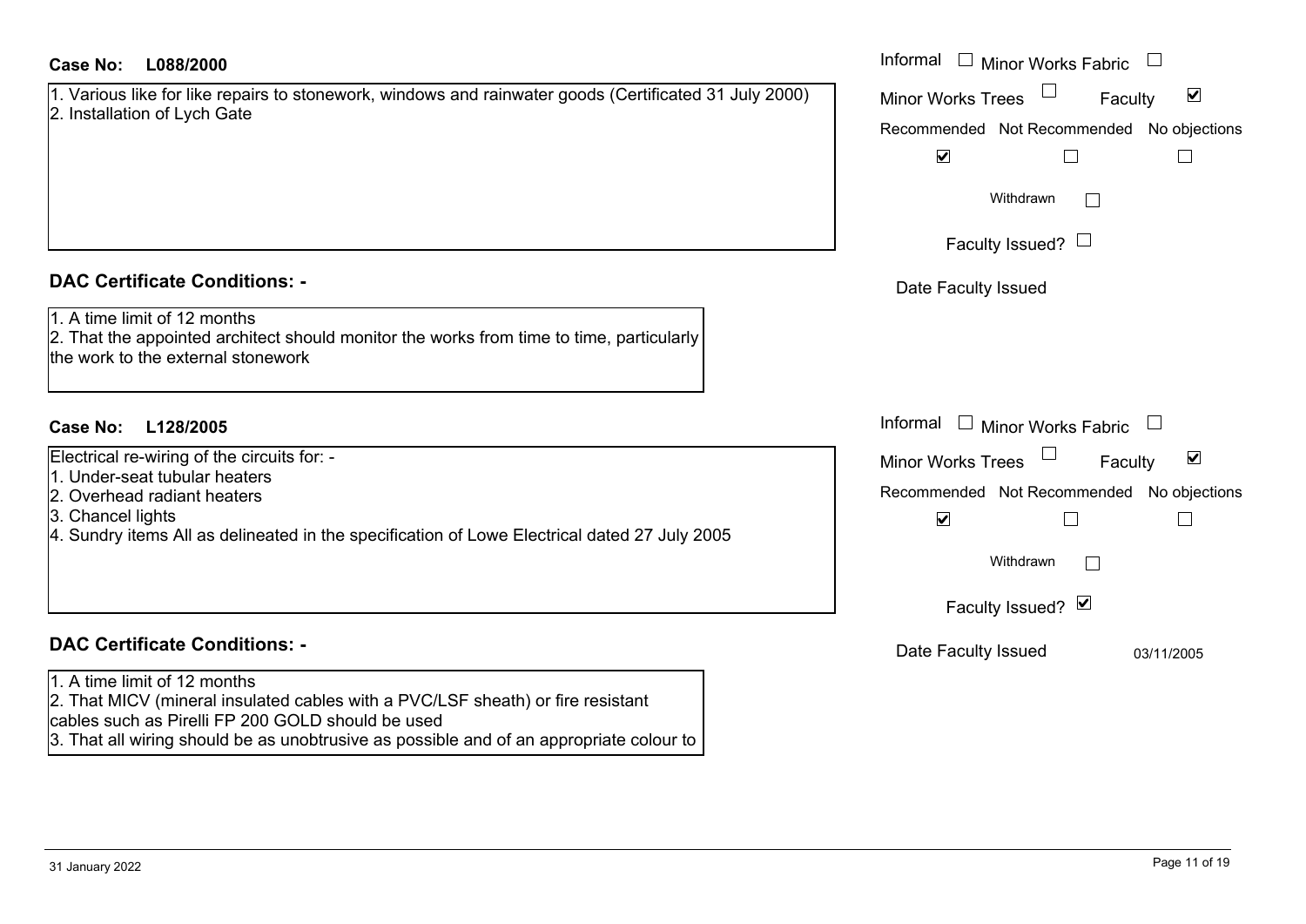**Case No:** **L088/2000**

1. Various like for like repairs to stonework, windows and rainwater goods (Certificated 31 July 2000)
2. Installation of Lych Gate

Informal ☐ Minor Works Fabric ☐

Minor Works Trees ☐ Faculty ☑

| Recommended | Not Recommended | No objections |
|---|---|---|
| ☑ | ☐ | ☐ |

Withdrawn ☐

Faculty Issued? ☐

Date Faculty Issued

### DAC Certificate Conditions: -

1. A time limit of 12 months
2. That the appointed architect should monitor the works from time to time, particularly the work to the external stonework

**Case No:** **L128/2005**

Electrical re-wiring of the circuits for: -

1. Under-seat tubular heaters
2. Overhead radiant heaters
3. Chancel lights
4. Sundry items All as delineated in the specification of Lowe Electrical dated 27 July 2005

Informal ☐ Minor Works Fabric ☐

Minor Works Trees ☐ Faculty ☑

| Recommended | Not Recommended | No objections |
|---|---|---|
| ☑ | ☐ | ☐ |

Withdrawn ☐

Faculty Issued? ☑

Date Faculty Issued 03/11/2005

### DAC Certificate Conditions: -

1. A time limit of 12 months
2. That MICV (mineral insulated cables with a PVC/LSF sheath) or fire resistant cables such as Pirelli FP 200 GOLD should be used
3. That all wiring should be as unobtrusive as possible and of an appropriate colour to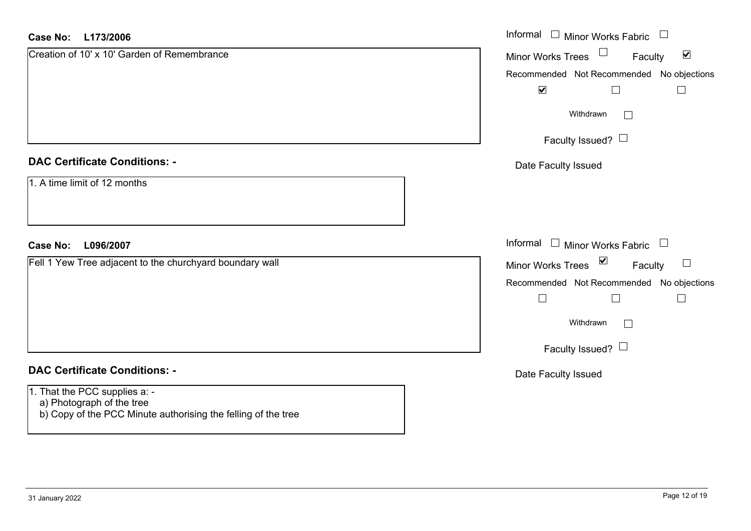**Case No: L173/2006**

Creation of 10' x 10' Garden of Remembrance

| Informal ☐ | Minor Works Fabric ☐ |
| --- | --- |
| Minor Works Trees ☐ | Faculty ☑ |

| Recommended | Not Recommended | No objections |
| --- | --- | --- |
| ☑ | ☐ | ☐ |

Withdrawn ☐

Faculty Issued? ☐

Date Faculty Issued

## DAC Certificate Conditions: -

1. A time limit of 12 months

**Case No: L096/2007**

Fell 1 Yew Tree adjacent to the churchyard boundary wall

| Informal ☐ | Minor Works Fabric ☐ |
| --- | --- |
| Minor Works Trees ☑ | Faculty ☐ |

| Recommended | Not Recommended | No objections |
| --- | --- | --- |
| ☐ | ☐ | ☐ |

Withdrawn ☐

Faculty Issued? ☐

Date Faculty Issued

## DAC Certificate Conditions: -

1. That the PCC supplies a: -
   a) Photograph of the tree
   b) Copy of the PCC Minute authorising the felling of the tree

31 January 2022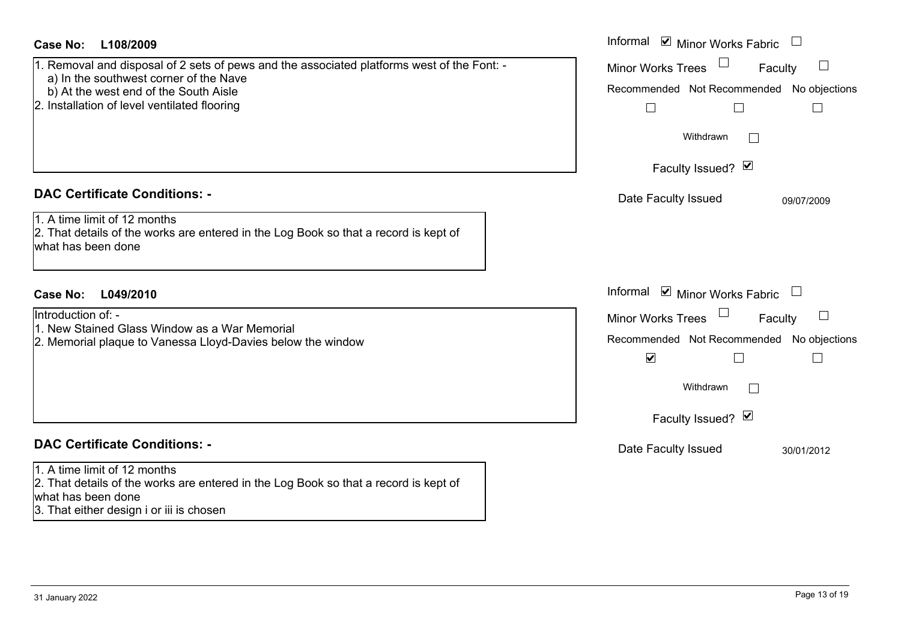**Case No: L108/2009**

1. Removal and disposal of 2 sets of pews and the associated platforms west of the Font: -
   a) In the southwest corner of the Nave
   b) At the west end of the South Aisle
2. Installation of level ventilated flooring

Informal ☑ Minor Works Fabric ☐
Minor Works Trees ☐ Faculty ☐

Recommended ☐ Not Recommended ☐ No objections ☐

Withdrawn ☐

Faculty Issued? ☑

Date Faculty Issued 09/07/2009

## DAC Certificate Conditions: -

1. A time limit of 12 months
2. That details of the works are entered in the Log Book so that a record is kept of what has been done

**Case No: L049/2010**

Introduction of: -
1. New Stained Glass Window as a War Memorial
2. Memorial plaque to Vanessa Lloyd-Davies below the window

Informal ☑ Minor Works Fabric ☐
Minor Works Trees ☐ Faculty ☐

Recommended ☑ Not Recommended ☐ No objections ☐

Withdrawn ☐

Faculty Issued? ☑

Date Faculty Issued 30/01/2012

## DAC Certificate Conditions: -

1. A time limit of 12 months
2. That details of the works are entered in the Log Book so that a record is kept of what has been done
3. That either design i or iii is chosen

31 January 2022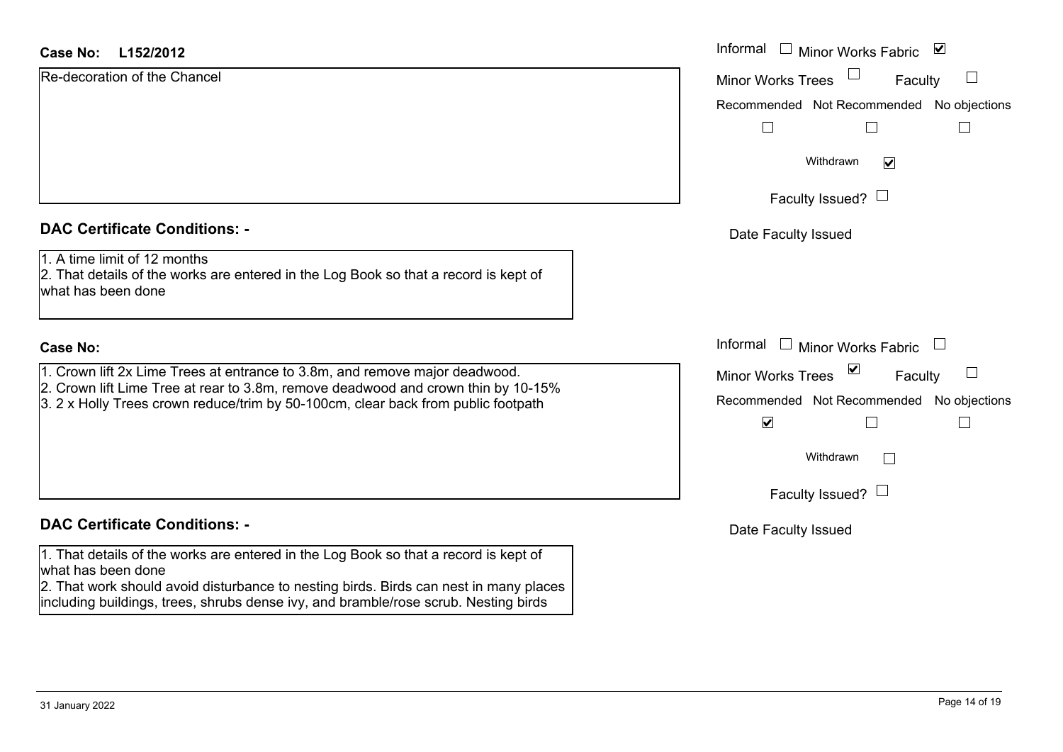**Case No:** L152/2012

Re-decoration of the Chancel

Informal ☐ Minor Works Fabric ☑

Minor Works Trees ☐ Faculty ☐

Recommended ☐ Not Recommended ☐ No objections ☐

Withdrawn ☑

Faculty Issued? ☐

Date Faculty Issued

## DAC Certificate Conditions: -

1. A time limit of 12 months
2. That details of the works are entered in the Log Book so that a record is kept of what has been done

**Case No:**

1. Crown lift 2x Lime Trees at entrance to 3.8m, and remove major deadwood.
2. Crown lift Lime Tree at rear to 3.8m, remove deadwood and crown thin by 10-15%
3. 2 x Holly Trees crown reduce/trim by 50-100cm, clear back from public footpath

Informal ☐ Minor Works Fabric ☐

Minor Works Trees ☑ Faculty ☐

Recommended ☑ Not Recommended ☐ No objections ☐

Withdrawn ☐

Faculty Issued? ☐

Date Faculty Issued

## DAC Certificate Conditions: -

1. That details of the works are entered in the Log Book so that a record is kept of what has been done
2. That work should avoid disturbance to nesting birds. Birds can nest in many places including buildings, trees, shrubs dense ivy, and bramble/rose scrub. Nesting birds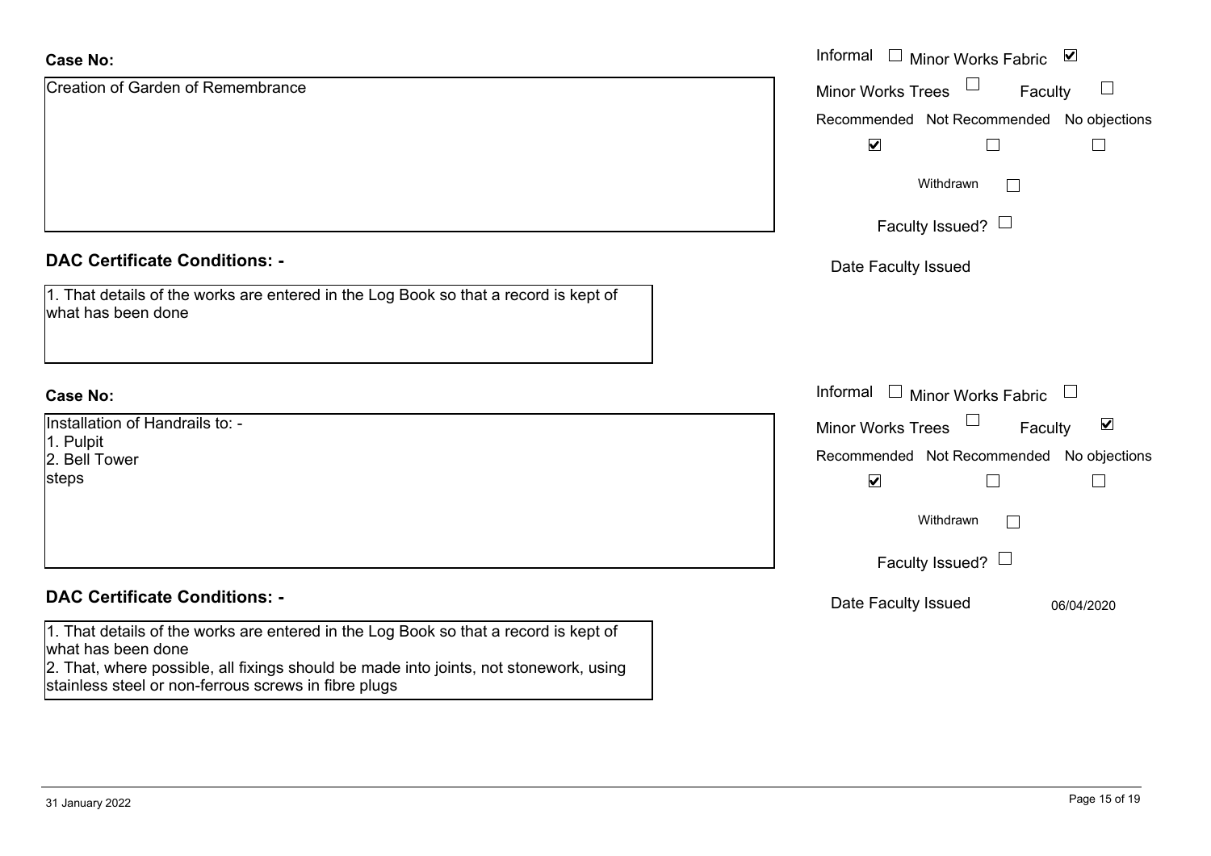**Case No:**

Creation of Garden of Remembrance

Informal ☐ Minor Works Fabric ☑

Minor Works Trees ☐ Faculty ☐

| Recommended | Not Recommended | No objections |
|---|---|---|
| ☑ | ☐ | ☐ |

Withdrawn ☐

Faculty Issued? ☐

Date Faculty Issued

**DAC Certificate Conditions: -**

1. That details of the works are entered in the Log Book so that a record is kept of what has been done

**Case No:**

Installation of Handrails to: -
1. Pulpit
2. Bell Tower
steps

Informal ☐ Minor Works Fabric ☐

Minor Works Trees ☐ Faculty ☑

| Recommended | Not Recommended | No objections |
|---|---|---|
| ☑ | ☐ | ☐ |

Withdrawn ☐

Faculty Issued? ☐

Date Faculty Issued 06/04/2020

**DAC Certificate Conditions: -**

1. That details of the works are entered in the Log Book so that a record is kept of what has been done
2. That, where possible, all fixings should be made into joints, not stonework, using stainless steel or non-ferrous screws in fibre plugs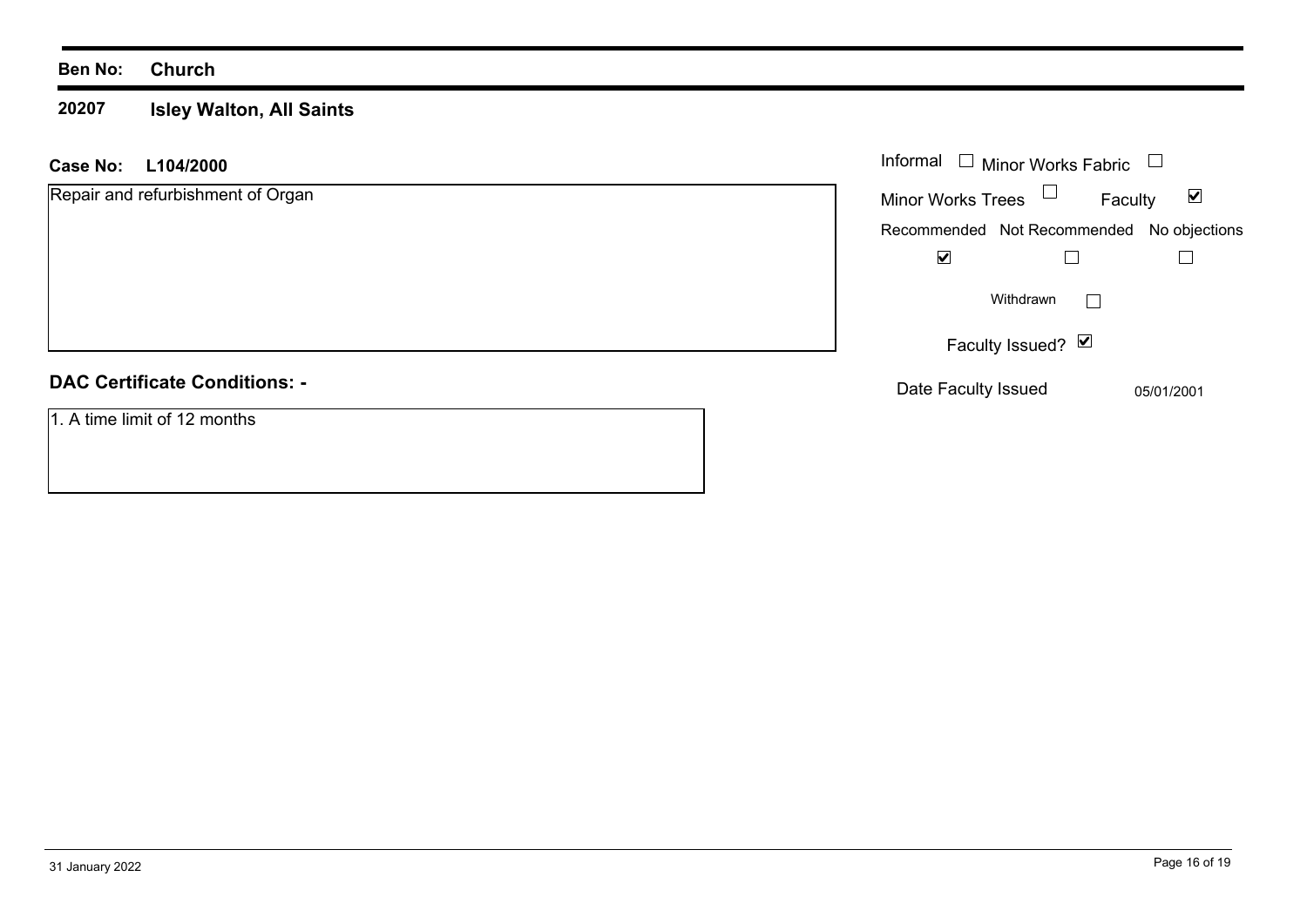**Ben No:** **Church**

**20207** **Isley Walton, All Saints**

**Case No:** **L104/2000**

Repair and refurbishment of Organ

Informal ☐ Minor Works Fabric ☐

Minor Works Trees ☐ Faculty ☑

| Recommended | Not Recommended | No objections |
|---|---|---|
| ☑ | ☐ | ☐ |

Withdrawn ☐

Faculty Issued? ☑

Date Faculty Issued 05/01/2001

## DAC Certificate Conditions: -

1. A time limit of 12 months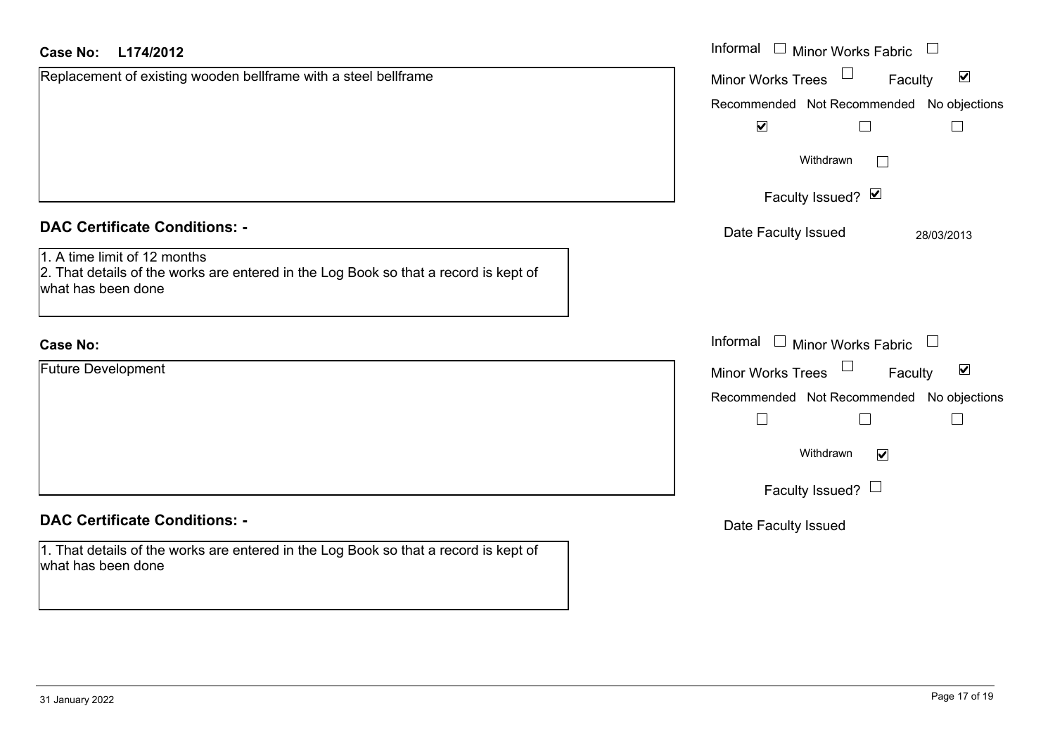**Case No: L174/2012**

Replacement of existing wooden bellframe with a steel bellframe

Informal ☐ Minor Works Fabric ☐
Minor Works Trees ☐ Faculty ☑

| Recommended | Not Recommended | No objections |
|---|---|---|
| ☑ | ☐ | ☐ |

Withdrawn ☐

Faculty Issued? ☑

Date Faculty Issued 28/03/2013

## DAC Certificate Conditions: -

1. A time limit of 12 months
2. That details of the works are entered in the Log Book so that a record is kept of what has been done

**Case No:**

Future Development

Informal ☐ Minor Works Fabric ☐
Minor Works Trees ☐ Faculty ☑

| Recommended | Not Recommended | No objections |
|---|---|---|
| ☐ | ☐ | ☐ |

Withdrawn ☑

Faculty Issued? ☐

Date Faculty Issued

## DAC Certificate Conditions: -

1. That details of the works are entered in the Log Book so that a record is kept of what has been done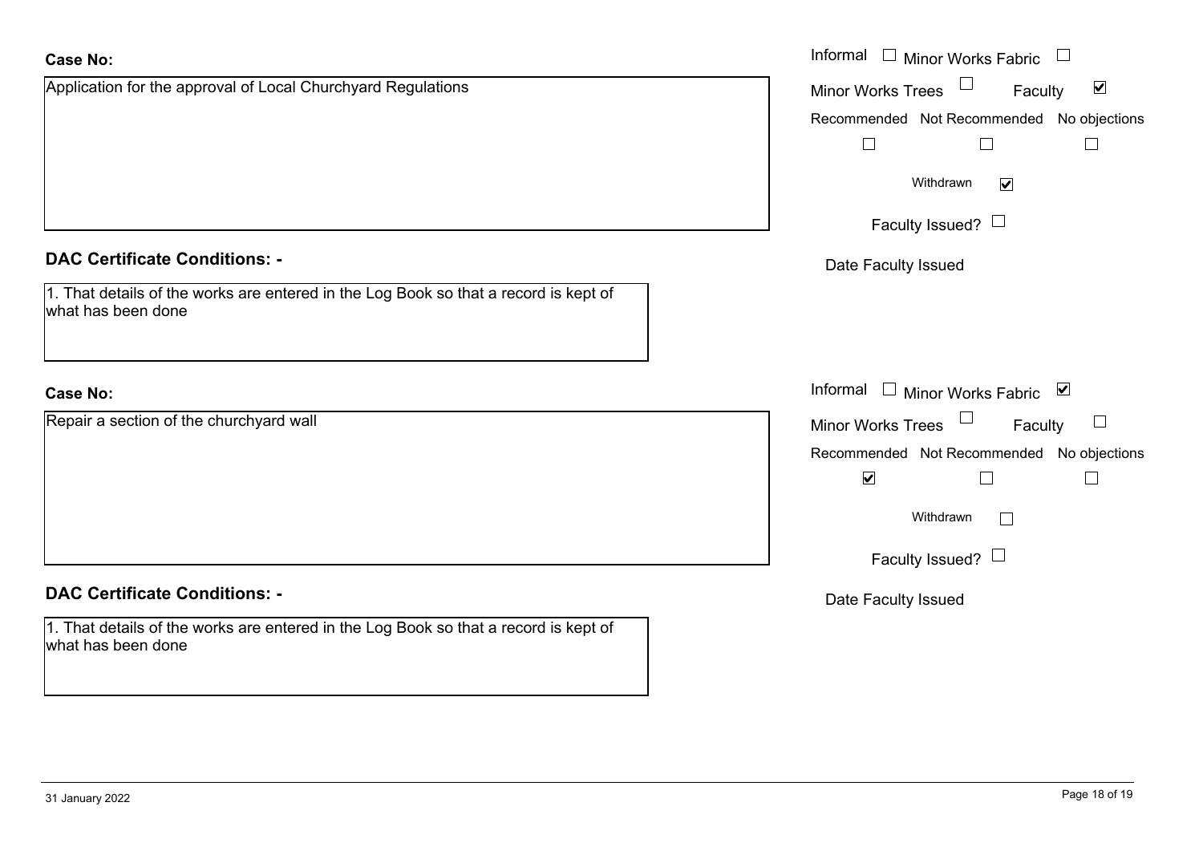**Case No:**

Application for the approval of Local Churchyard Regulations

Informal ☐ Minor Works Fabric ☐

Minor Works Trees ☐ Faculty ☑

Recommended ☐ Not Recommended ☐ No objections ☐

Withdrawn ☑

Faculty Issued? ☐

Date Faculty Issued

**DAC Certificate Conditions: -**

1. That details of the works are entered in the Log Book so that a record is kept of what has been done

**Case No:**

Repair a section of the churchyard wall

Informal ☐ Minor Works Fabric ☑

Minor Works Trees ☐ Faculty ☐

Recommended ☑ Not Recommended ☐ No objections ☐

Withdrawn ☐

Faculty Issued? ☐

Date Faculty Issued

**DAC Certificate Conditions: -**

1. That details of the works are entered in the Log Book so that a record is kept of what has been done

31 January 2022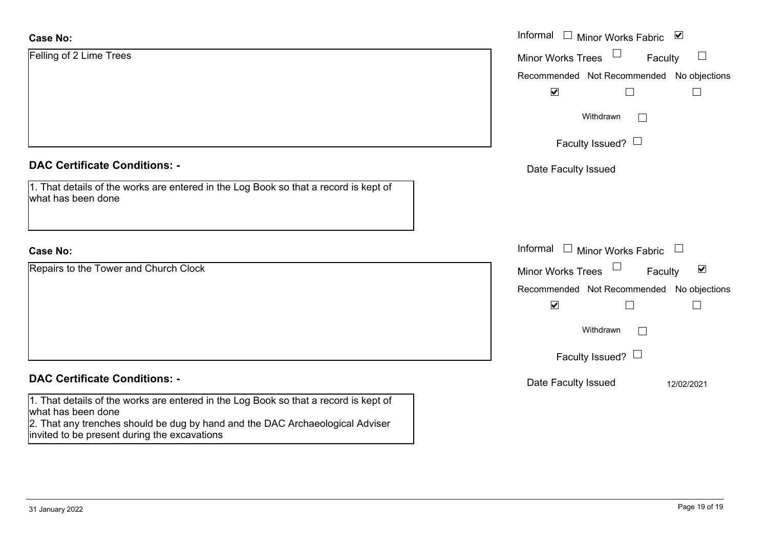**Case No:**

Felling of 2 Lime Trees

Informal ☐ Minor Works Fabric ☑

Minor Works Trees ☐ Faculty ☐

Recommended ☑ Not Recommended ☐ No objections ☐

Withdrawn ☐

Faculty Issued? ☐

Date Faculty Issued

**DAC Certificate Conditions: -**

1. That details of the works are entered in the Log Book so that a record is kept of what has been done

**Case No:**

Repairs to the Tower and Church Clock

Informal ☐ Minor Works Fabric ☐

Minor Works Trees ☐ Faculty ☑

Recommended ☑ Not Recommended ☐ No objections ☐

Withdrawn ☐

Faculty Issued? ☐

Date Faculty Issued 12/02/2021

**DAC Certificate Conditions: -**

1. That details of the works are entered in the Log Book so that a record is kept of what has been done
2. That any trenches should be dug by hand and the DAC Archaeological Adviser invited to be present during the excavations